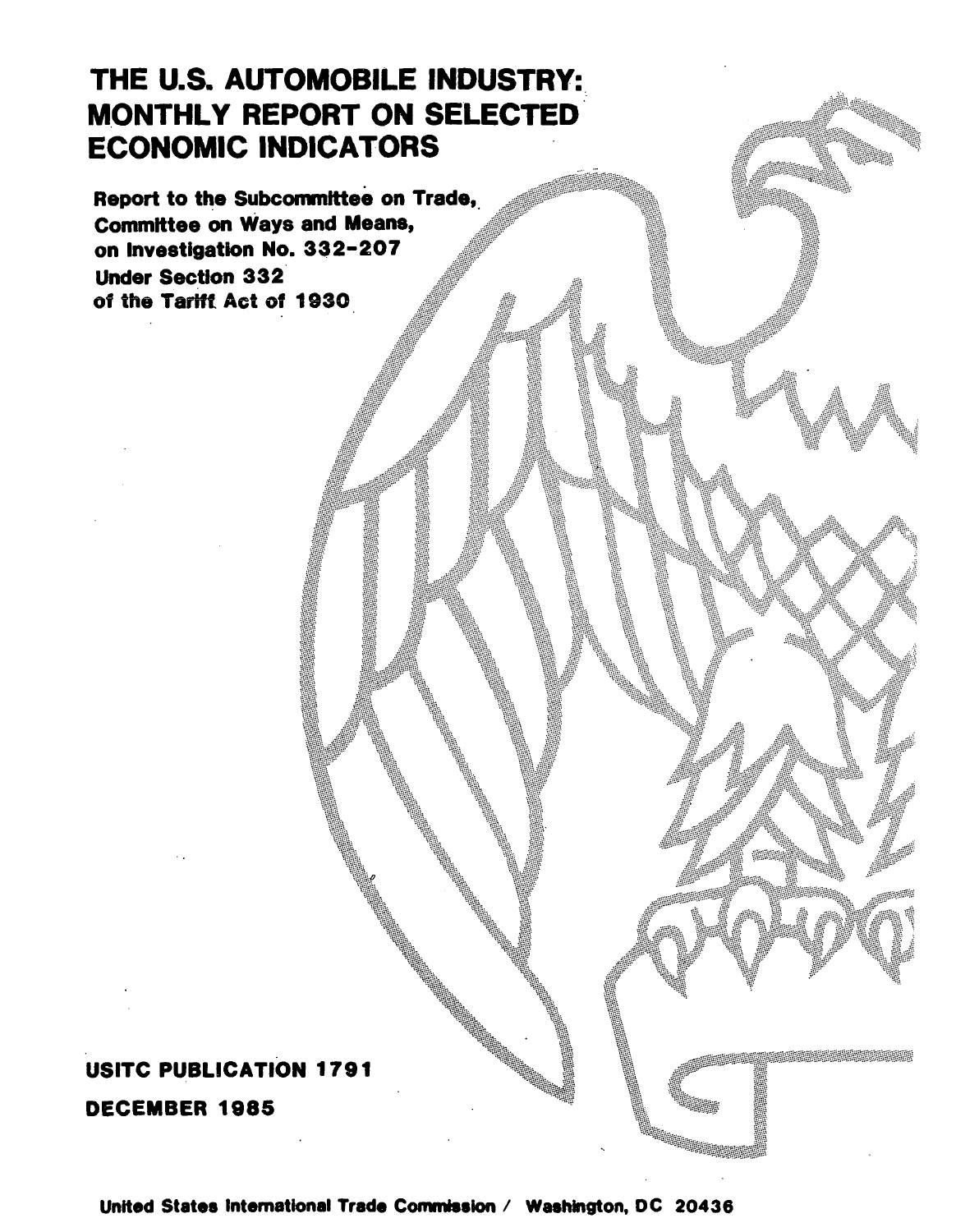# THE U.S. AUTOMOBILE INDUSTRY: MONTHLY REPORT ON SELECTED ECONOMIC INDICATORS

**Report to the Subcommittee on Trade, Committee on Ways and Means, on Investigation No. 332-207 Under Section 332 of the Tariff Act of 1930**

**USITC PUBLICATION 1791**

**DECEMBER 1985**

**United States International Trade Commission / Washington, DC 20436**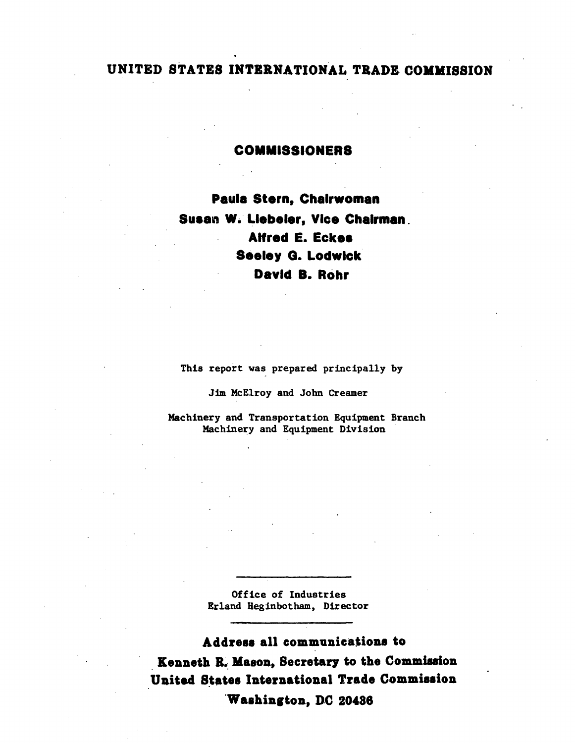# UNITED STATES INTERNATIONAL TRADE COMMISSION

## COMMISSIONERS

**Paula Stern, Chairwoman**
**Susan W. Liebeler, Vice Chairman**
**Alfred E. Eckes**
**Seeley G. Lodwick**
**David B. Rohr**

This report was prepared principally by

Jim McElroy and John Creamer

Machinery and Transportation Equipment Branch
Machinery and Equipment Division

---

Office of Industries
Erland Heginbotham, Director

---

**Address all communications to**
**Kenneth R. Mason, Secretary to the Commission**
**United States International Trade Commission**
**Washington, DC 20436**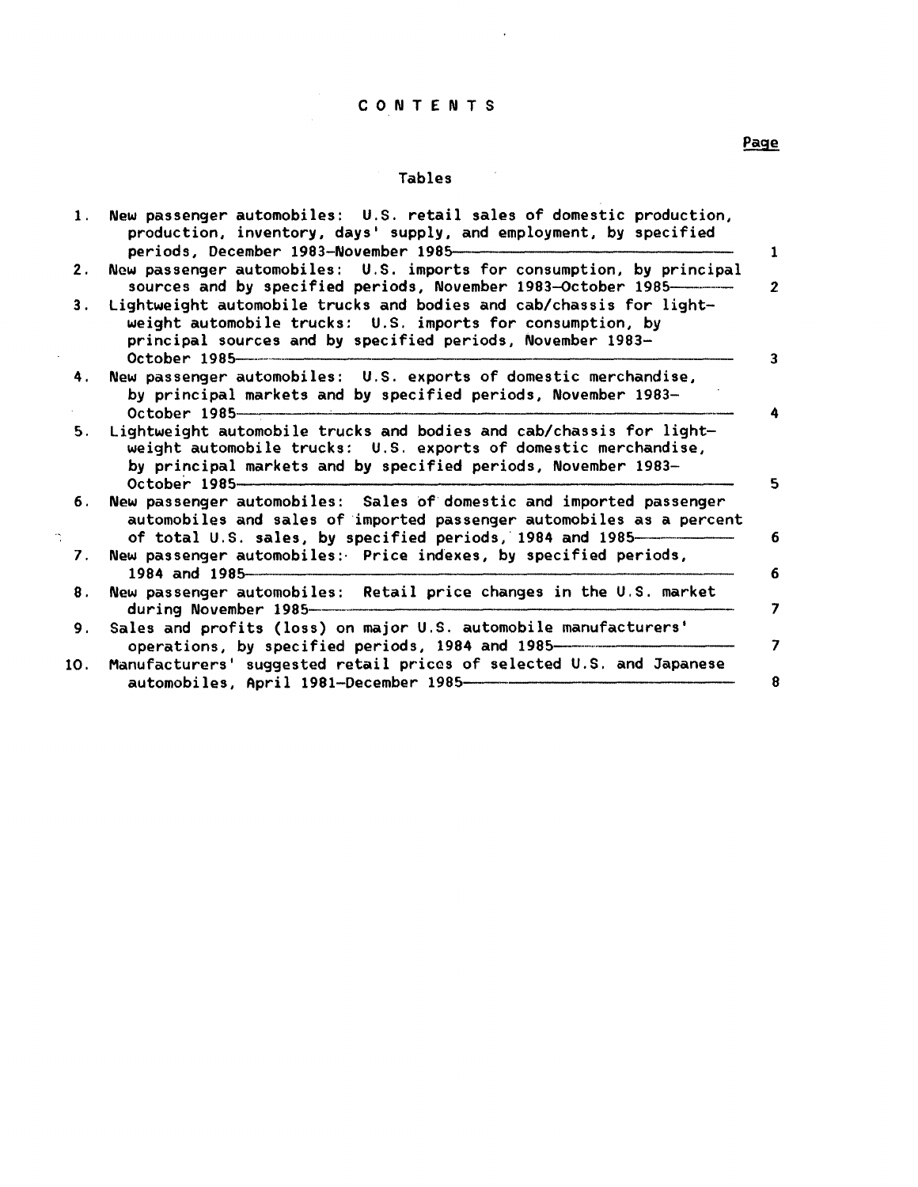# CONTENTS

Page

## Tables

1. New passenger automobiles: U.S. retail sales of domestic production, production, inventory, days' supply, and employment, by specified periods, December 1983–November 1985 — 1
2. New passenger automobiles: U.S. imports for consumption, by principal sources and by specified periods, November 1983–October 1985 — 2
3. Lightweight automobile trucks and bodies and cab/chassis for lightweight automobile trucks: U.S. imports for consumption, by principal sources and by specified periods, November 1983–October 1985 — 3
4. New passenger automobiles: U.S. exports of domestic merchandise, by principal markets and by specified periods, November 1983–October 1985 — 4
5. Lightweight automobile trucks and bodies and cab/chassis for lightweight automobile trucks: U.S. exports of domestic merchandise, by principal markets and by specified periods, November 1983–October 1985 — 5
6. New passenger automobiles: Sales of domestic and imported passenger automobiles and sales of imported passenger automobiles as a percent of total U.S. sales, by specified periods, 1984 and 1985 — 6
7. New passenger automobiles: Price indexes, by specified periods, 1984 and 1985 — 6
8. New passenger automobiles: Retail price changes in the U.S. market during November 1985 — 7
9. Sales and profits (loss) on major U.S. automobile manufacturers' operations, by specified periods, 1984 and 1985 — 7
10. Manufacturers' suggested retail prices of selected U.S. and Japanese automobiles, April 1981–December 1985 — 8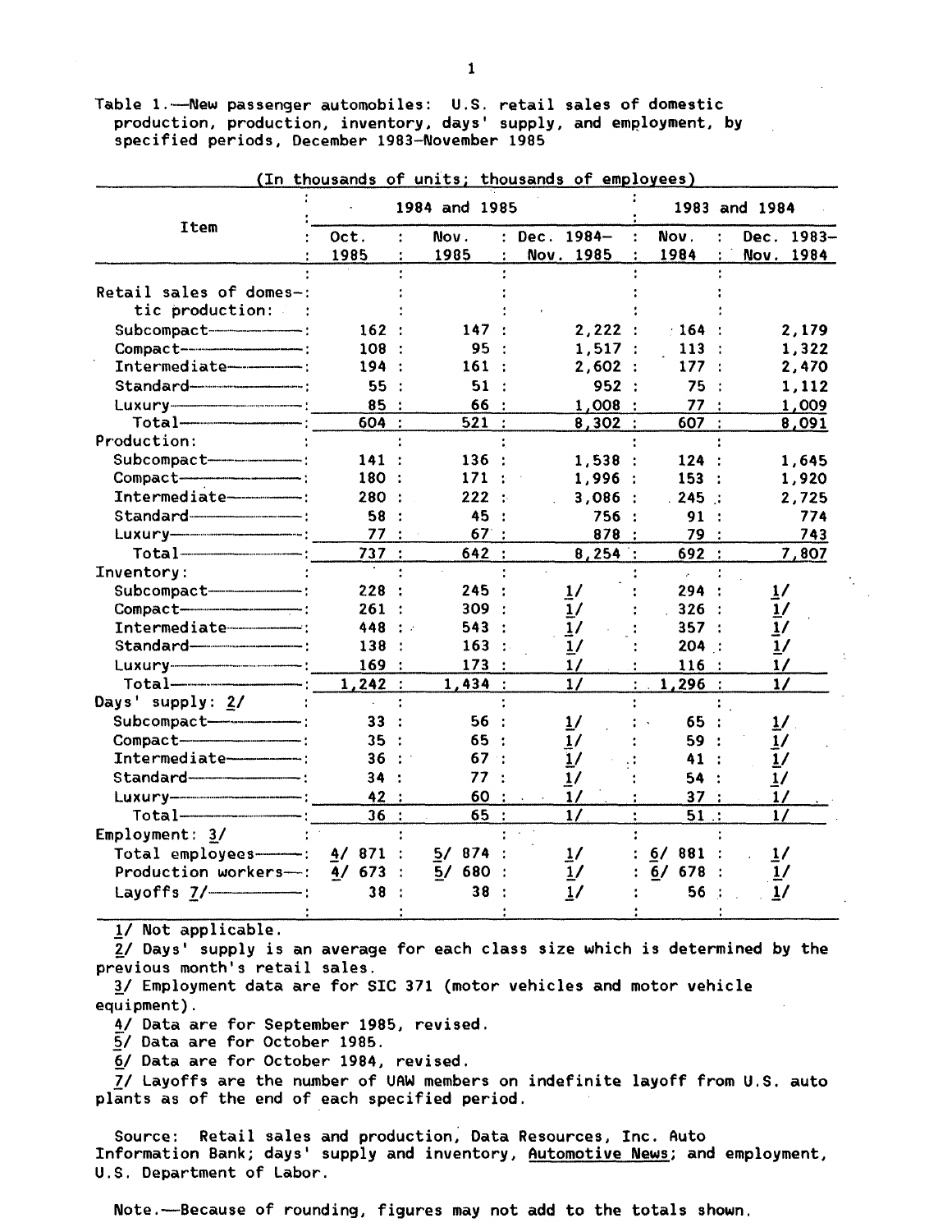Table 1.—New passenger automobiles: U.S. retail sales of domestic production, production, inventory, days' supply, and employment, by specified periods, December 1983–November 1985

(In thousands of units; thousands of employees)

| Item | 1984 and 1985 | | | 1983 and 1984 | |
|---|---|---|---|---|---|
| | Oct. 1985 | Nov. 1985 | Dec. 1984–Nov. 1985 | Nov. 1984 | Dec. 1983–Nov. 1984 |
| Retail sales of domestic production: | | | | | |
| Subcompact | 162 | 147 | 2,222 | 164 | 2,179 |
| Compact | 108 | 95 | 1,517 | 113 | 1,322 |
| Intermediate | 194 | 161 | 2,602 | 177 | 2,470 |
| Standard | 55 | 51 | 952 | 75 | 1,112 |
| Luxury | 85 | 66 | 1,008 | 77 | 1,009 |
| Total | 604 | 521 | 8,302 | 607 | 8,091 |
| Production: | | | | | |
| Subcompact | 141 | 136 | 1,538 | 124 | 1,645 |
| Compact | 180 | 171 | 1,996 | 153 | 1,920 |
| Intermediate | 280 | 222 | 3,086 | 245 | 2,725 |
| Standard | 58 | 45 | 756 | 91 | 774 |
| Luxury | 77 | 67 | 878 | 79 | 743 |
| Total | 737 | 642 | 8,254 | 692 | 7,807 |
| Inventory: | | | | | |
| Subcompact | 228 | 245 | 1/ | 294 | 1/ |
| Compact | 261 | 309 | 1/ | 326 | 1/ |
| Intermediate | 448 | 543 | 1/ | 357 | 1/ |
| Standard | 138 | 163 | 1/ | 204 | 1/ |
| Luxury | 169 | 173 | 1/ | 116 | 1/ |
| Total | 1,242 | 1,434 | 1/ | 1,296 | 1/ |
| Days' supply: 2/ | | | | | |
| Subcompact | 33 | 56 | 1/ | 65 | 1/ |
| Compact | 35 | 65 | 1/ | 59 | 1/ |
| Intermediate | 36 | 67 | 1/ | 41 | 1/ |
| Standard | 34 | 77 | 1/ | 54 | 1/ |
| Luxury | 42 | 60 | 1/ | 37 | 1/ |
| Total | 36 | 65 | 1/ | 51 | 1/ |
| Employment: 3/ | | | | | |
| Total employees | 4/ 871 | 5/ 874 | 1/ | 6/ 881 | 1/ |
| Production workers | 4/ 673 | 5/ 680 | 1/ | 6/ 678 | 1/ |
| Layoffs 7/ | 38 | 38 | 1/ | 56 | 1/ |

1/ Not applicable.

2/ Days' supply is an average for each class size which is determined by the previous month's retail sales.

3/ Employment data are for SIC 371 (motor vehicles and motor vehicle equipment).

4/ Data are for September 1985, revised.

5/ Data are for October 1985.

6/ Data are for October 1984, revised.

7/ Layoffs are the number of UAW members on indefinite layoff from U.S. auto plants as of the end of each specified period.

Source: Retail sales and production, Data Resources, Inc. Auto Information Bank; days' supply and inventory, Automotive News; and employment, U.S. Department of Labor.

Note.—Because of rounding, figures may not add to the totals shown.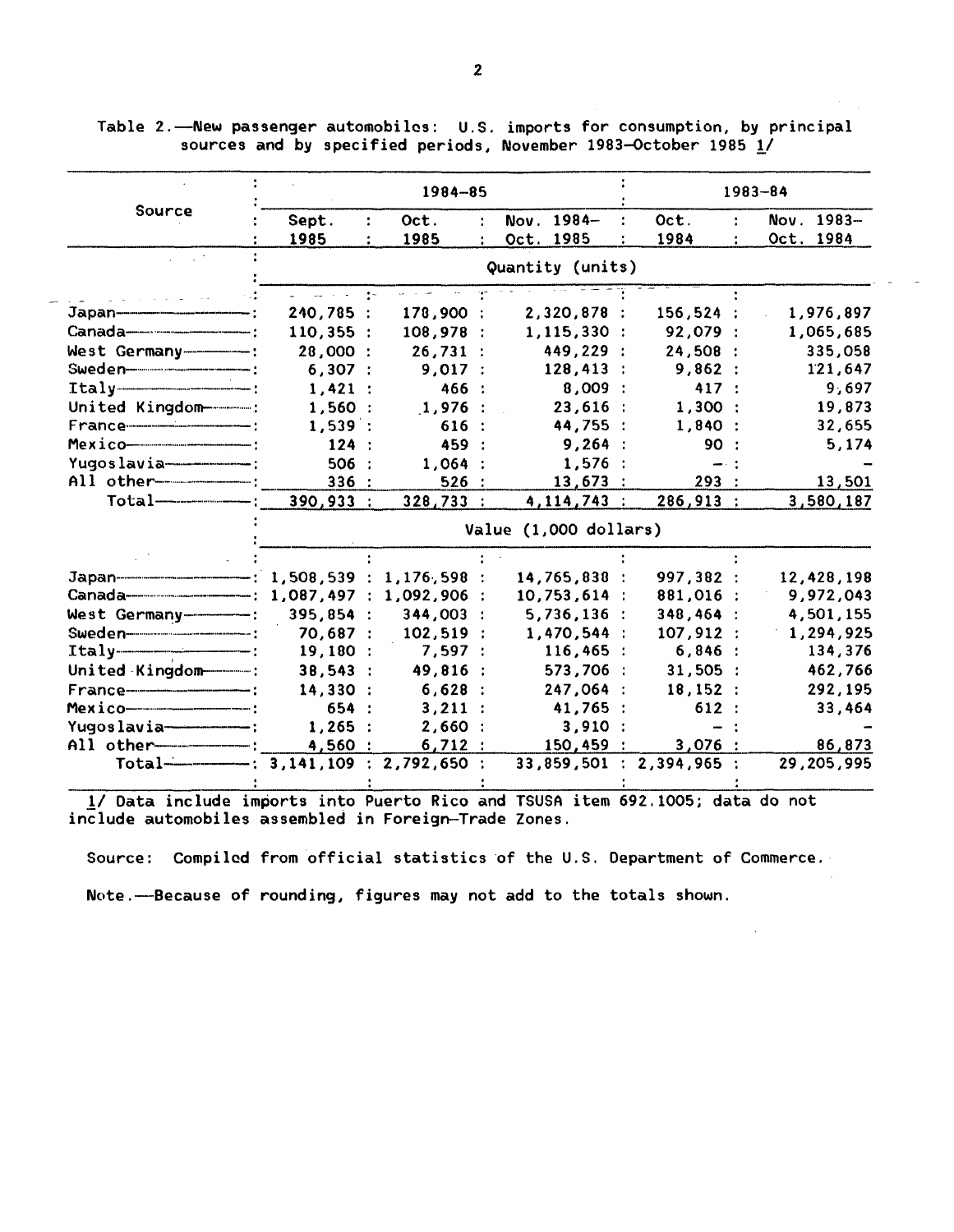Table 2.—New passenger automobiles: U.S. imports for consumption, by principal sources and by specified periods, November 1983–October 1985 1/

| Source | 1984–85 | | | 1983–84 | |
|---|---|---|---|---|---|
| | Sept. 1985 | Oct. 1985 | Nov. 1984– Oct. 1985 | Oct. 1984 | Nov. 1983– Oct. 1984 |
| | Quantity (units) | | | | |
| Japan | 240,785 | 178,900 | 2,320,878 | 156,524 | 1,976,897 |
| Canada | 110,355 | 108,978 | 1,115,330 | 92,079 | 1,065,685 |
| West Germany | 28,000 | 26,731 | 449,229 | 24,508 | 335,058 |
| Sweden | 6,307 | 9,017 | 128,413 | 9,862 | 121,647 |
| Italy | 1,421 | 466 | 8,009 | 417 | 9,697 |
| United Kingdom | 1,560 | 1,976 | 23,616 | 1,300 | 19,873 |
| France | 1,539 | 616 | 44,755 | 1,840 | 32,655 |
| Mexico | 124 | 459 | 9,264 | 90 | 5,174 |
| Yugoslavia | 506 | 1,064 | 1,576 | – | – |
| All other | 336 | 526 | 13,673 | 293 | 13,501 |
| Total | 390,933 | 328,733 | 4,114,743 | 286,913 | 3,580,187 |
| | Value (1,000 dollars) | | | | |
| Japan | 1,508,539 | 1,176,598 | 14,765,838 | 997,382 | 12,428,198 |
| Canada | 1,087,497 | 1,092,906 | 10,753,614 | 881,016 | 9,972,043 |
| West Germany | 395,854 | 344,003 | 5,736,136 | 348,464 | 4,501,155 |
| Sweden | 70,687 | 102,519 | 1,470,544 | 107,912 | 1,294,925 |
| Italy | 19,180 | 7,597 | 116,465 | 6,846 | 134,376 |
| United Kingdom | 38,543 | 49,816 | 573,706 | 31,505 | 462,766 |
| France | 14,330 | 6,628 | 247,064 | 18,152 | 292,195 |
| Mexico | 654 | 3,211 | 41,765 | 612 | 33,464 |
| Yugoslavia | 1,265 | 2,660 | 3,910 | – | – |
| All other | 4,560 | 6,712 | 150,459 | 3,076 | 86,873 |
| Total | 3,141,109 | 2,792,650 | 33,859,501 | 2,394,965 | 29,205,995 |

1/ Data include imports into Puerto Rico and TSUSA item 692.1005; data do not include automobiles assembled in Foreign-Trade Zones.

Source: Compiled from official statistics of the U.S. Department of Commerce.

Note.—Because of rounding, figures may not add to the totals shown.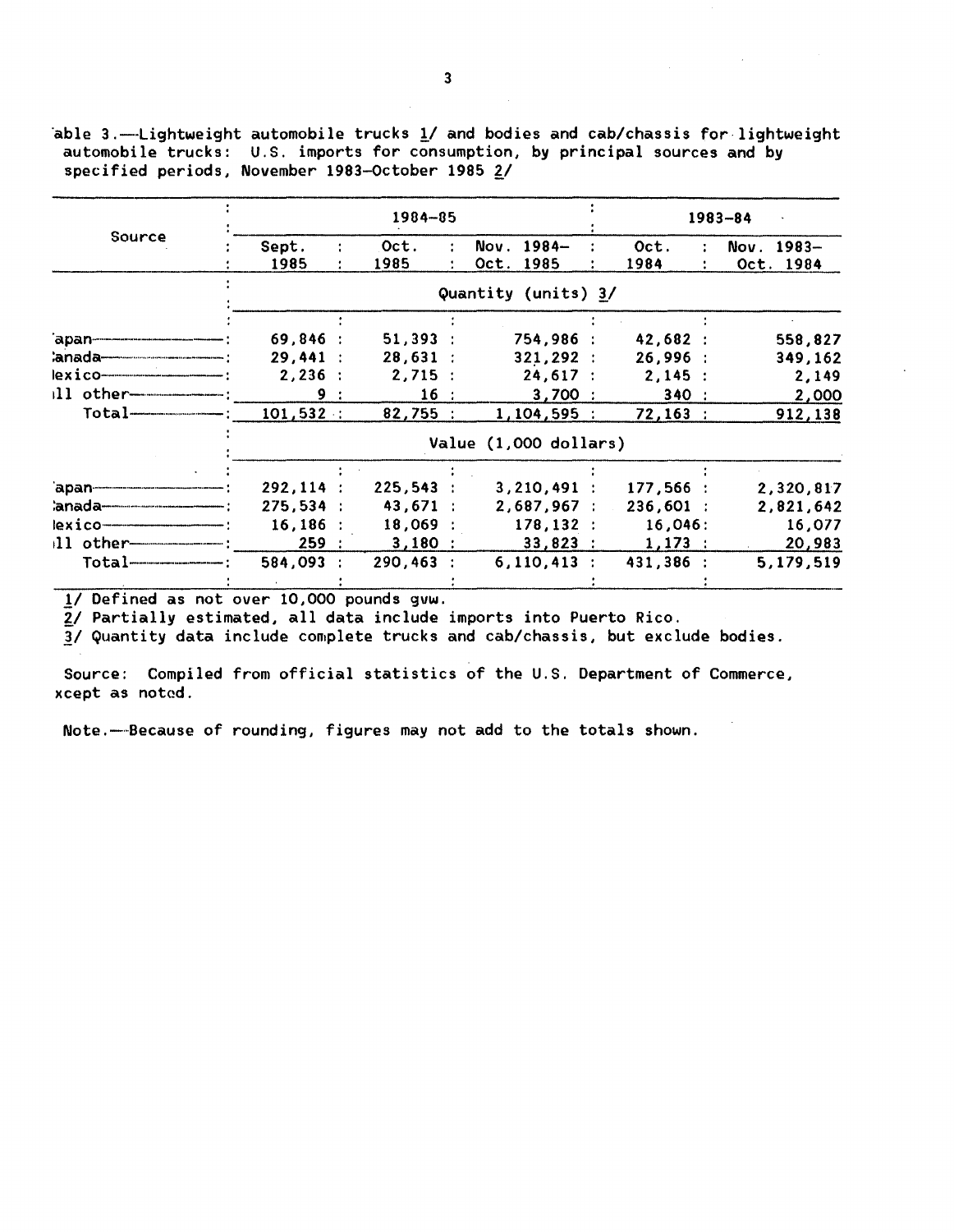Table 3.—Lightweight automobile trucks 1/ and bodies and cab/chassis for lightweight automobile trucks: U.S. imports for consumption, by principal sources and by specified periods, November 1983–October 1985 2/

| Source | 1984–85 | | | 1983–84 | |
|---|---|---|---|---|---|
| | Sept. 1985 | Oct. 1985 | Nov. 1984– Oct. 1985 | Oct. 1984 | Nov. 1983– Oct. 1984 |
| | Quantity (units) 3/ | | | | |
| Japan | 69,846 | 51,393 | 754,986 | 42,682 | 558,827 |
| Canada | 29,441 | 28,631 | 321,292 | 26,996 | 349,162 |
| Mexico | 2,236 | 2,715 | 24,617 | 2,145 | 2,149 |
| All other | 9 | 16 | 3,700 | 340 | 2,000 |
| Total | 101,532 | 82,755 | 1,104,595 | 72,163 | 912,138 |
| | Value (1,000 dollars) | | | | |
| Japan | 292,114 | 225,543 | 3,210,491 | 177,566 | 2,320,817 |
| Canada | 275,534 | 43,671 | 2,687,967 | 236,601 | 2,821,642 |
| Mexico | 16,186 | 18,069 | 178,132 | 16,046 | 16,077 |
| All other | 259 | 3,180 | 33,823 | 1,173 | 20,983 |
| Total | 584,093 | 290,463 | 6,110,413 | 431,386 | 5,179,519 |

1/ Defined as not over 10,000 pounds gvw.

2/ Partially estimated, all data include imports into Puerto Rico.

3/ Quantity data include complete trucks and cab/chassis, but exclude bodies.

Source: Compiled from official statistics of the U.S. Department of Commerce, except as noted.

Note.—Because of rounding, figures may not add to the totals shown.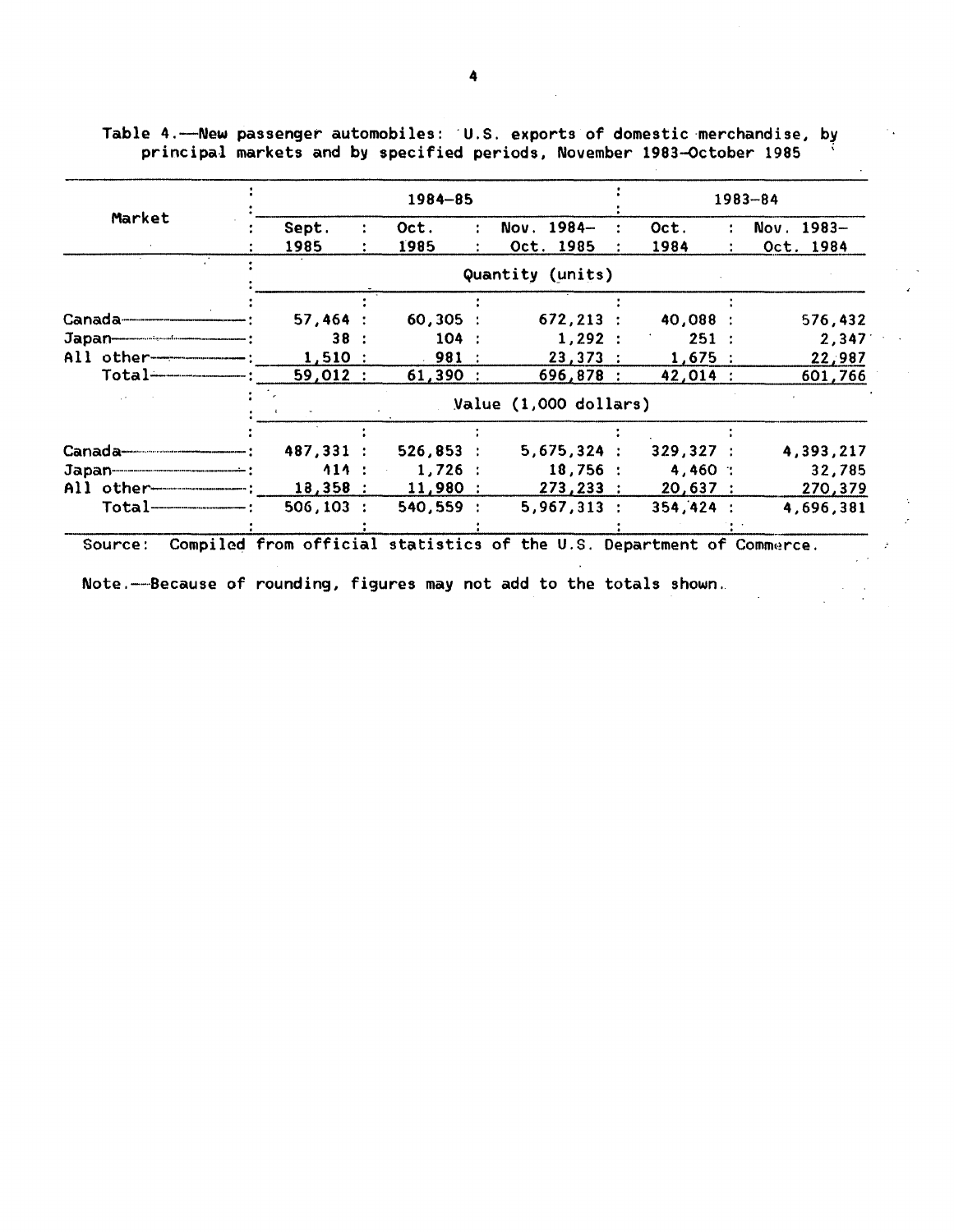Table 4.—New passenger automobiles: U.S. exports of domestic merchandise, by principal markets and by specified periods, November 1983–October 1985

| Market | 1984–85 | | | 1983–84 | |
|---|---|---|---|---|---|
| | Sept. 1985 | Oct. 1985 | Nov. 1984–Oct. 1985 | Oct. 1984 | Nov. 1983–Oct. 1984 |
| | Quantity (units) | | | | |
| Canada | 57,464 | 60,305 | 672,213 | 40,088 | 576,432 |
| Japan | 38 | 104 | 1,292 | 251 | 2,347 |
| All other | 1,510 | 981 | 23,373 | 1,675 | 22,987 |
| Total | 59,012 | 61,390 | 696,878 | 42,014 | 601,766 |
| | Value (1,000 dollars) | | | | |
| Canada | 487,331 | 526,853 | 5,675,324 | 329,327 | 4,393,217 |
| Japan | 414 | 1,726 | 18,756 | 4,460 | 32,785 |
| All other | 18,358 | 11,980 | 273,233 | 20,637 | 270,379 |
| Total | 506,103 | 540,559 | 5,967,313 | 354,424 | 4,696,381 |

Source: Compiled from official statistics of the U.S. Department of Commerce.

Note.—Because of rounding, figures may not add to the totals shown.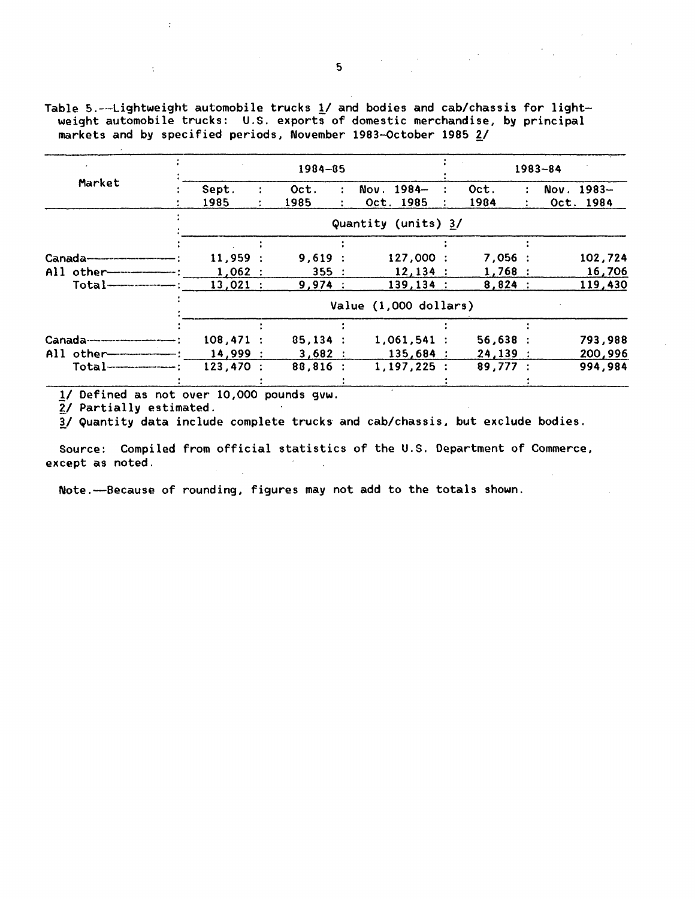Table 5.—Lightweight automobile trucks 1/ and bodies and cab/chassis for lightweight automobile trucks: U.S. exports of domestic merchandise, by principal markets and by specified periods, November 1983–October 1985 2/

| Market | 1984–85 | | | 1983–84 | |
|---|---|---|---|---|---|
| | Sept. 1985 | Oct. 1985 | Nov. 1984– Oct. 1985 | Oct. 1984 | Nov. 1983– Oct. 1984 |
| | Quantity (units) 3/ | | | | |
| Canada | 11,959 | 9,619 | 127,000 | 7,056 | 102,724 |
| All other | 1,062 | 355 | 12,134 | 1,768 | 16,706 |
| Total | 13,021 | 9,974 | 139,134 | 8,824 | 119,430 |
| | Value (1,000 dollars) | | | | |
| Canada | 108,471 | 85,134 | 1,061,541 | 56,638 | 793,988 |
| All other | 14,999 | 3,682 | 135,684 | 24,139 | 200,996 |
| Total | 123,470 | 88,816 | 1,197,225 | 89,777 | 994,984 |

1/ Defined as not over 10,000 pounds gvw.

2/ Partially estimated.

3/ Quantity data include complete trucks and cab/chassis, but exclude bodies.

Source: Compiled from official statistics of the U.S. Department of Commerce, except as noted.

Note.—Because of rounding, figures may not add to the totals shown.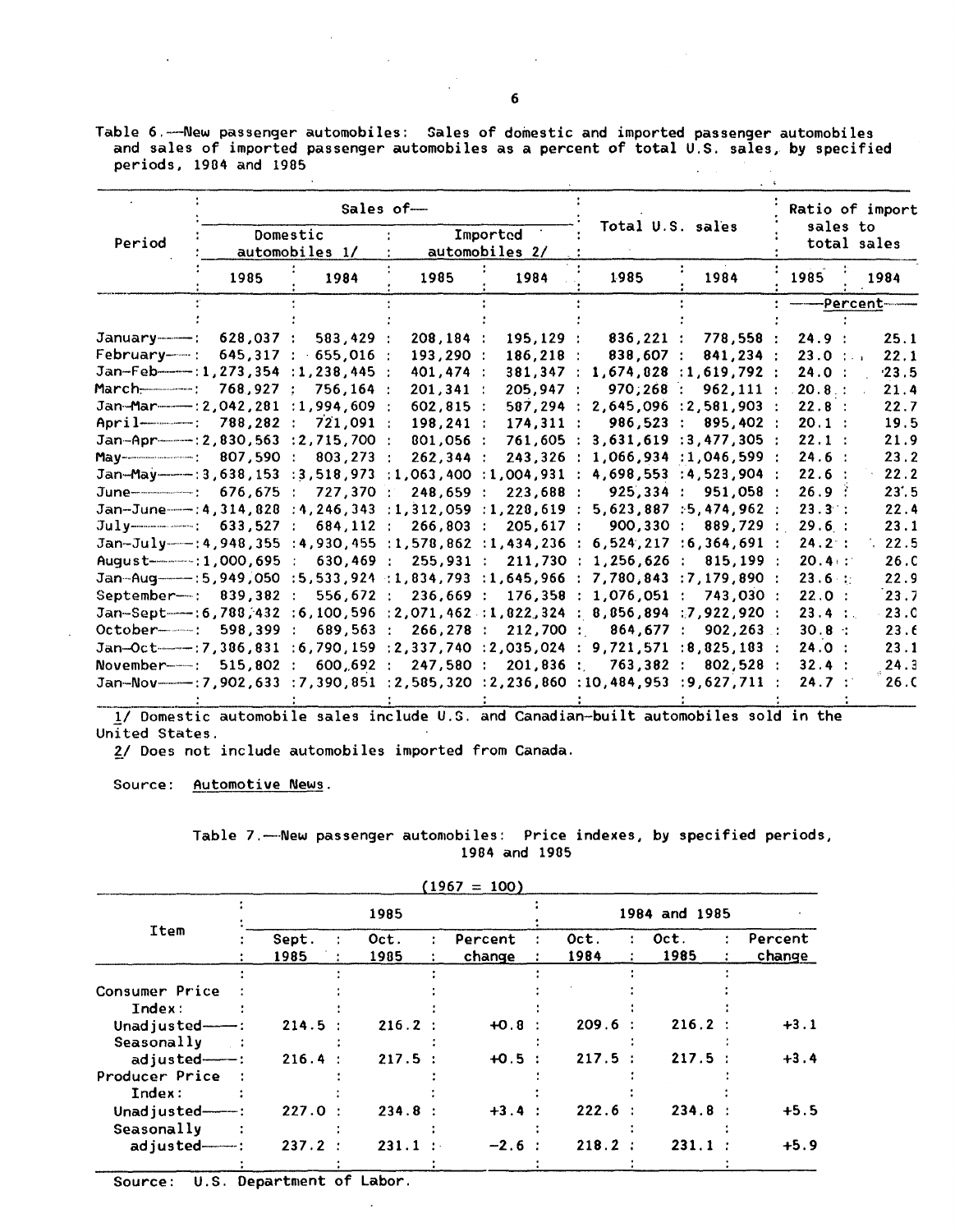Table 6.—New passenger automobiles: Sales of domestic and imported passenger automobiles and sales of imported passenger automobiles as a percent of total U.S. sales, by specified periods, 1984 and 1985

| Period | Sales of— | | | | Total U.S. sales | | Ratio of import sales to total sales | |
|---|---|---|---|---|---|---|---|---|
| | Domestic automobiles 1/ | | Imported automobiles 2/ | | | | | |
| | 1985 | 1984 | 1985 | 1984 | 1985 | 1984 | 1985 | 1984 |
| | | | | | | | Percent | |
| January | 628,037 | 583,429 | 208,184 | 195,129 | 836,221 | 778,558 | 24.9 | 25.1 |
| February | 645,317 | 655,016 | 193,290 | 186,218 | 838,607 | 841,234 | 23.0 | 22.1 |
| Jan-Feb | 1,273,354 | 1,238,445 | 401,474 | 381,347 | 1,674,828 | 1,619,792 | 24.0 | 23.5 |
| March | 768,927 | 756,164 | 201,341 | 205,947 | 970,268 | 962,111 | 20.8 | 21.4 |
| Jan-Mar | 2,042,281 | 1,994,609 | 602,815 | 587,294 | 2,645,096 | 2,581,903 | 22.8 | 22.7 |
| April | 788,282 | 721,091 | 198,241 | 174,311 | 986,523 | 895,402 | 20.1 | 19.5 |
| Jan-Apr | 2,830,563 | 2,715,700 | 801,056 | 761,605 | 3,631,619 | 3,477,305 | 22.1 | 21.9 |
| May | 807,590 | 803,273 | 262,344 | 243,326 | 1,066,934 | 1,046,599 | 24.6 | 23.2 |
| Jan-May | 3,638,153 | 3,518,973 | 1,063,400 | 1,004,931 | 4,698,553 | 4,523,904 | 22.6 | 22.2 |
| June | 676,675 | 727,370 | 248,659 | 223,688 | 925,334 | 951,058 | 26.9 | 23.5 |
| Jan-June | 4,314,828 | 4,246,343 | 1,312,059 | 1,228,619 | 5,623,887 | 5,474,962 | 23.3 | 22.4 |
| July | 633,527 | 684,112 | 266,803 | 205,617 | 900,330 | 889,729 | 29.6 | 23.1 |
| Jan-July | 4,948,355 | 4,930,455 | 1,578,862 | 1,434,236 | 6,524,217 | 6,364,691 | 24.2 | 22.5 |
| August | 1,000,695 | 630,469 | 255,931 | 211,730 | 1,256,626 | 815,199 | 20.4 | 26.0 |
| Jan-Aug | 5,949,050 | 5,533,924 | 1,834,793 | 1,645,966 | 7,780,843 | 7,179,890 | 23.6 | 22.9 |
| September | 839,382 | 556,672 | 236,669 | 176,358 | 1,076,051 | 743,030 | 22.0 | 23.7 |
| Jan-Sept | 6,788,432 | 6,100,596 | 2,071,462 | 1,822,324 | 8,856,894 | 7,922,920 | 23.4 | 23.0 |
| October | 598,399 | 689,563 | 266,278 | 212,700 | 864,677 | 902,263 | 30.8 | 23.6 |
| Jan-Oct | 7,386,831 | 6,790,159 | 2,337,740 | 2,035,024 | 9,721,571 | 8,825,183 | 24.0 | 23.1 |
| November | 515,802 | 600,692 | 247,580 | 201,836 | 763,382 | 802,528 | 32.4 | 24.3 |
| Jan-Nov | 7,902,633 | 7,390,851 | 2,585,320 | 2,236,860 | 10,484,953 | 9,627,711 | 24.7 | 26.0 |

1/ Domestic automobile sales include U.S. and Canadian-built automobiles sold in the United States.

2/ Does not include automobiles imported from Canada.

Source: Automotive News.

Table 7.—New passenger automobiles: Price indexes, by specified periods, 1984 and 1985

(1967 = 100)

| Item | 1985 | | | 1984 and 1985 | | |
|---|---|---|---|---|---|---|
| | Sept. 1985 | Oct. 1985 | Percent change | Oct. 1984 | Oct. 1985 | Percent change |
| Consumer Price Index: | | | | | | |
| Unadjusted | 214.5 | 216.2 | +0.8 | 209.6 | 216.2 | +3.1 |
| Seasonally adjusted | 216.4 | 217.5 | +0.5 | 217.5 | 217.5 | +3.4 |
| Producer Price Index: | | | | | | |
| Unadjusted | 227.0 | 234.8 | +3.4 | 222.6 | 234.8 | +5.5 |
| Seasonally adjusted | 237.2 | 231.1 | -2.6 | 218.2 | 231.1 | +5.9 |

Source: U.S. Department of Labor.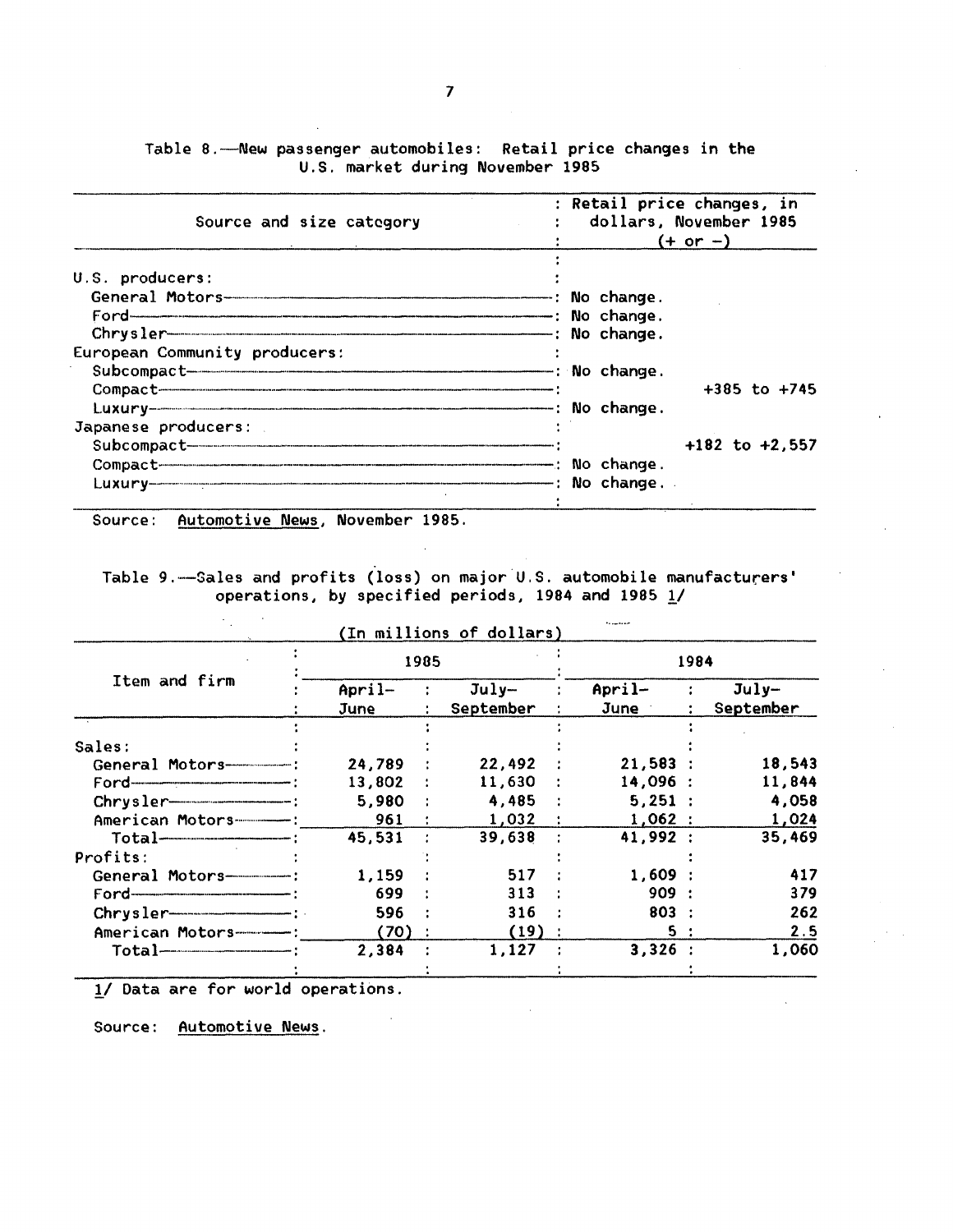Table 8.—New passenger automobiles: Retail price changes in the U.S. market during November 1985

| Source and size category | Retail price changes, in dollars, November 1985 (+ or –) |
|---|---|
| U.S. producers: | |
| General Motors | No change. |
| Ford | No change. |
| Chrysler | No change. |
| European Community producers: | |
| Subcompact | No change. |
| Compact | +385 to +745 |
| Luxury | No change. |
| Japanese producers: | |
| Subcompact | +182 to +2,557 |
| Compact | No change. |
| Luxury | No change. |

Source: Automotive News, November 1985.

Table 9.—Sales and profits (loss) on major U.S. automobile manufacturers' operations, by specified periods, 1984 and 1985 1/

(In millions of dollars)

| Item and firm | 1985 | | 1984 | |
|---|---|---|---|---|
| | April–June | July–September | April–June | July–September |
| Sales: | | | | |
| General Motors | 24,789 | 22,492 | 21,583 | 18,543 |
| Ford | 13,802 | 11,630 | 14,096 | 11,844 |
| Chrysler | 5,980 | 4,485 | 5,251 | 4,058 |
| American Motors | 961 | 1,032 | 1,062 | 1,024 |
| Total | 45,531 | 39,638 | 41,992 | 35,469 |
| Profits: | | | | |
| General Motors | 1,159 | 517 | 1,609 | 417 |
| Ford | 699 | 313 | 909 | 379 |
| Chrysler | 596 | 316 | 803 | 262 |
| American Motors | (70) | (19) | 5 | 2.5 |
| Total | 2,384 | 1,127 | 3,326 | 1,060 |

1/ Data are for world operations.

Source: Automotive News.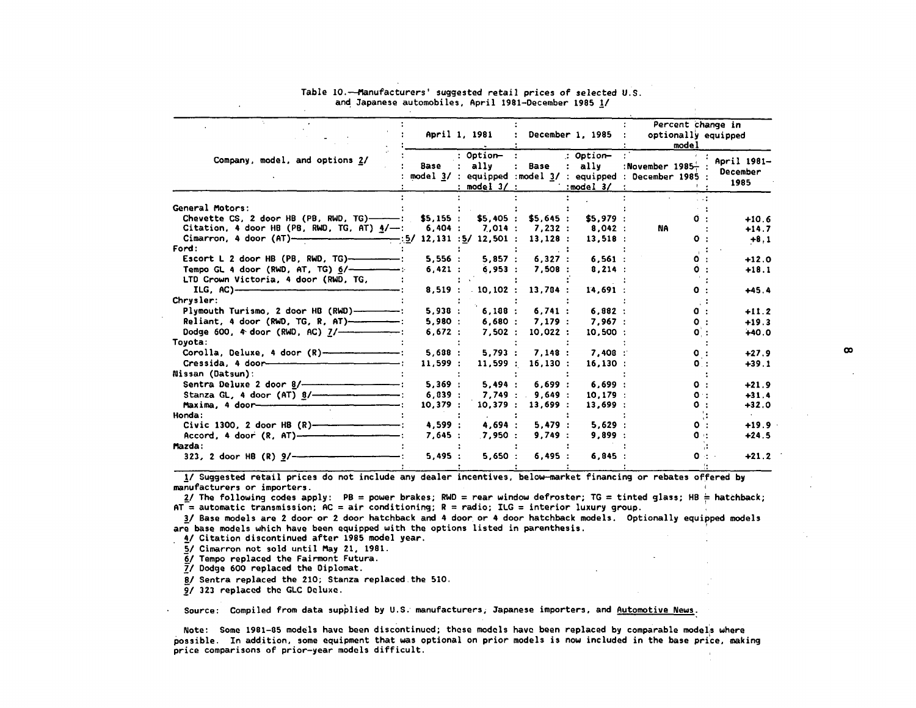Table 10.—Manufacturers' suggested retail prices of selected U.S. and Japanese automobiles, April 1981–December 1985 1/

| Company, model, and options 2/ | April 1, 1981 | | December 1, 1985 | | Percent change in optionally equipped model | |
|---|---|---|---|---|---|---|
| | Base model 3/ | Optionally equipped model 3/ | Base model 3/ | Optionally equipped model 3/ | November 1985–December 1985 | April 1981–December 1985 |
| General Motors: | | | | | | |
| Chevette CS, 2 door HB (PB, RWD, TG) | $5,155 | $5,405 | $5,645 | $5,979 | 0 | +10.6 |
| Citation, 4 door HB (PB, RWD, TG, AT) 4/ | 6,404 | 7,014 | 7,232 | 8,042 | NA | +14.7 |
| Cimarron, 4 door (AT) | 5/ 12,131 | 5/ 12,501 | 13,128 | 13,518 | 0 | +8.1 |
| Ford: | | | | | | |
| Escort L 2 door HB (PB, RWD, TG) | 5,556 | 5,857 | 6,327 | 6,561 | 0 | +12.0 |
| Tempo GL 4 door (RWD, AT, TG) 6/ | 6,421 | 6,953 | 7,508 | 8,214 | 0 | +18.1 |
| LTD Crown Victoria, 4 door (RWD, TG, ILG, AC) | 8,519 | 10,102 | 13,704 | 14,691 | 0 | +45.4 |
| Chrysler: | | | | | | |
| Plymouth Turismo, 2 door HB (RWD) | 5,938 | 6,188 | 6,741 | 6,882 | 0 | +11.2 |
| Reliant, 4 door (RWD, TG, R, AT) | 5,980 | 6,680 | 7,179 | 7,967 | 0 | +19.3 |
| Dodge 600, 4 door (RWD, AC) 7/ | 6,672 | 7,502 | 10,022 | 10,500 | 0 | +40.0 |
| Toyota: | | | | | | |
| Corolla, Deluxe, 4 door (R) | 5,688 | 5,793 | 7,148 | 7,408 | 0 | +27.9 |
| Cressida, 4 door | 11,599 | 11,599 | 16,130 | 16,130 | 0 | +39.1 |
| Nissan (Datsun): | | | | | | |
| Sentra Deluxe 2 door 8/ | 5,369 | 5,494 | 6,699 | 6,699 | 0 | +21.9 |
| Stanza GL, 4 door (AT) 8/ | 6,839 | 7,749 | 9,649 | 10,179 | 0 | +31.4 |
| Maxima, 4 door | 10,379 | 10,379 | 13,699 | 13,699 | 0 | +32.0 |
| Honda: | | | | | | |
| Civic 1300, 2 door HB (R) | 4,599 | 4,694 | 5,479 | 5,629 | 0 | +19.9 |
| Accord, 4 door (R, AT) | 7,645 | 7,950 | 9,749 | 9,899 | 0 | +24.5 |
| Mazda: | | | | | | |
| 323, 2 door HB (R) 9/ | 5,495 | 5,650 | 6,495 | 6,845 | 0 | +21.2 |

1/ Suggested retail prices do not include any dealer incentives, below-market financing or rebates offered by manufacturers or importers.

2/ The following codes apply: PB = power brakes; RWD = rear window defroster; TG = tinted glass; HB = hatchback; AT = automatic transmission; AC = air conditioning; R = radio; ILG = interior luxury group.

3/ Base models are 2 door or 2 door hatchback and 4 door or 4 door hatchback models. Optionally equipped models are base models which have been equipped with the options listed in parenthesis.

4/ Citation discontinued after 1985 model year.

5/ Cimarron not sold until May 21, 1981.

6/ Tempo replaced the Fairmont Futura.

7/ Dodge 600 replaced the Diplomat.

8/ Sentra replaced the 210; Stanza replaced the 510.

9/ 323 replaced the GLC Deluxe.

Source: Compiled from data supplied by U.S. manufacturers, Japanese importers, and Automotive News.

Note: Some 1981-85 models have been discontinued; these models have been replaced by comparable models where possible. In addition, some equipment that was optional on prior models is now included in the base price, making price comparisons of prior-year models difficult.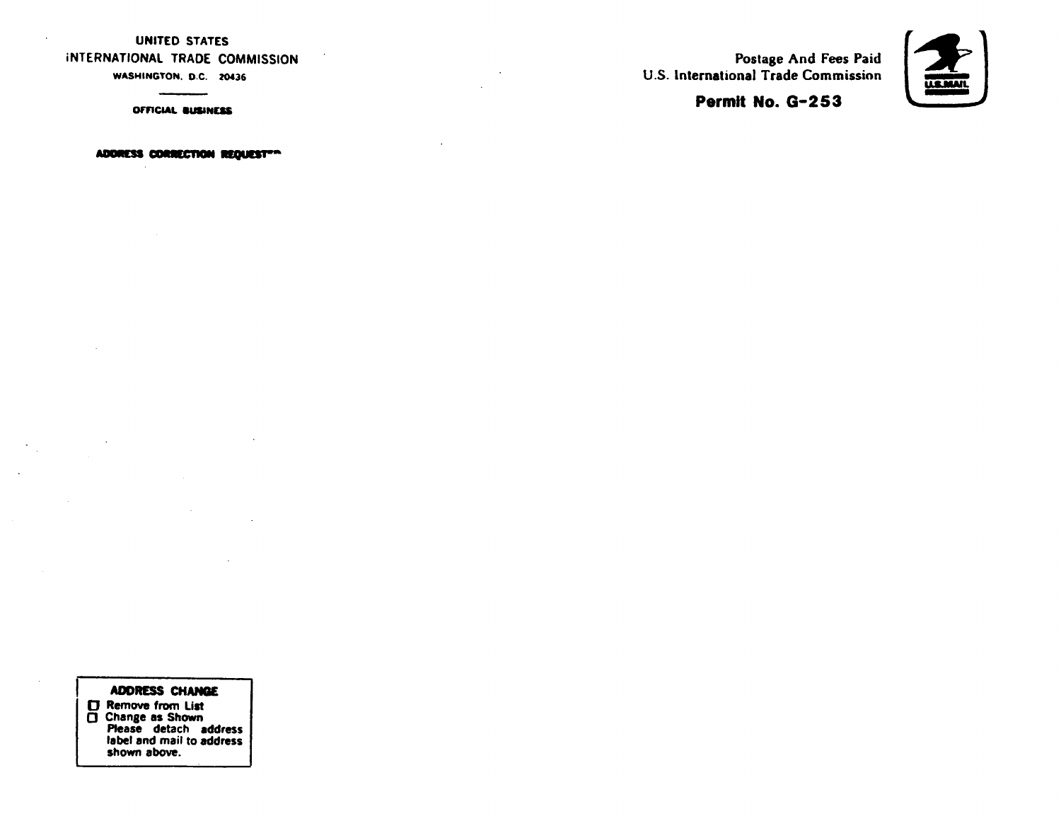UNITED STATES
INTERNATIONAL TRADE COMMISSION
WASHINGTON, D.C. 20436

OFFICIAL BUSINESS

ADDRESS CORRECTION REQUESTED

Postage And Fees Paid
U.S. International Trade Commission

**Permit No. G-253**

U.S. MAIL

**ADDRESS CHANGE**

- ☐ Remove from List
- ☐ Change as Shown

Please detach address label and mail to address shown above.